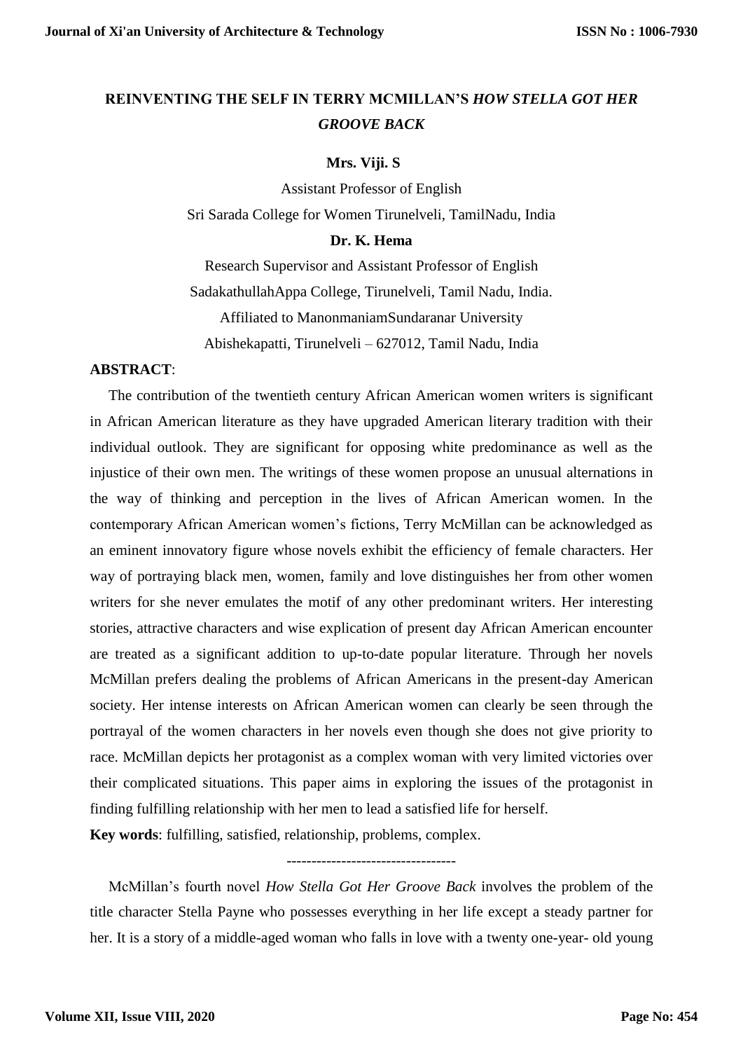# REINVENTING THE SELF IN TERRY MCMILLAN'S *HOW STELLA GOT HER GROOVE BACK*

**Mrs. Viji. S**

Assistant Professor of English

Sri Sarada College for Women Tirunelveli, TamilNadu, India

**Dr. K. Hema**

Research Supervisor and Assistant Professor of English

SadakathullahAppa College, Tirunelveli, Tamil Nadu, India.

Affiliated to ManonmaniamSundaranar University

Abishekapatti, Tirunelveli – 627012, Tamil Nadu, India

**ABSTRACT**:

The contribution of the twentieth century African American women writers is significant in African American literature as they have upgraded American literary tradition with their individual outlook. They are significant for opposing white predominance as well as the injustice of their own men. The writings of these women propose an unusual alternations in the way of thinking and perception in the lives of African American women. In the contemporary African American women's fictions, Terry McMillan can be acknowledged as an eminent innovatory figure whose novels exhibit the efficiency of female characters. Her way of portraying black men, women, family and love distinguishes her from other women writers for she never emulates the motif of any other predominant writers. Her interesting stories, attractive characters and wise explication of present day African American encounter are treated as a significant addition to up-to-date popular literature. Through her novels McMillan prefers dealing the problems of African Americans in the present-day American society. Her intense interests on African American women can clearly be seen through the portrayal of the women characters in her novels even though she does not give priority to race. McMillan depicts her protagonist as a complex woman with very limited victories over their complicated situations. This paper aims in exploring the issues of the protagonist in finding fulfilling relationship with her men to lead a satisfied life for herself.

**Key words**: fulfilling, satisfied, relationship, problems, complex.

---

McMillan's fourth novel *How Stella Got Her Groove Back* involves the problem of the title character Stella Payne who possesses everything in her life except a steady partner for her. It is a story of a middle-aged woman who falls in love with a twenty one-year- old young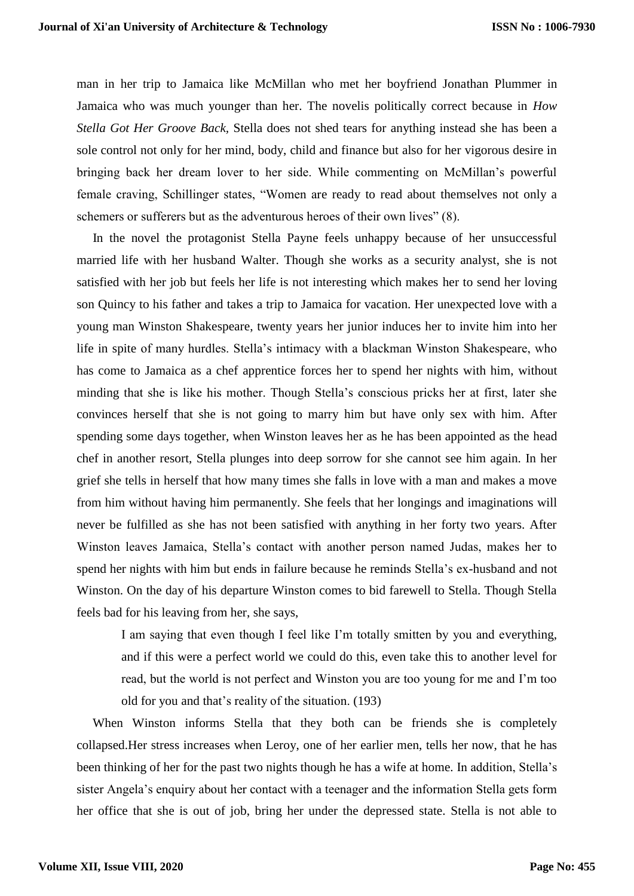man in her trip to Jamaica like McMillan who met her boyfriend Jonathan Plummer in Jamaica who was much younger than her. The novelis politically correct because in *How Stella Got Her Groove Back*, Stella does not shed tears for anything instead she has been a sole control not only for her mind, body, child and finance but also for her vigorous desire in bringing back her dream lover to her side. While commenting on McMillan's powerful female craving, Schillinger states, "Women are ready to read about themselves not only a schemers or sufferers but as the adventurous heroes of their own lives" (8).

In the novel the protagonist Stella Payne feels unhappy because of her unsuccessful married life with her husband Walter. Though she works as a security analyst, she is not satisfied with her job but feels her life is not interesting which makes her to send her loving son Quincy to his father and takes a trip to Jamaica for vacation. Her unexpected love with a young man Winston Shakespeare, twenty years her junior induces her to invite him into her life in spite of many hurdles. Stella's intimacy with a blackman Winston Shakespeare, who has come to Jamaica as a chef apprentice forces her to spend her nights with him, without minding that she is like his mother. Though Stella's conscious pricks her at first, later she convinces herself that she is not going to marry him but have only sex with him. After spending some days together, when Winston leaves her as he has been appointed as the head chef in another resort, Stella plunges into deep sorrow for she cannot see him again. In her grief she tells in herself that how many times she falls in love with a man and makes a move from him without having him permanently. She feels that her longings and imaginations will never be fulfilled as she has not been satisfied with anything in her forty two years. After Winston leaves Jamaica, Stella's contact with another person named Judas, makes her to spend her nights with him but ends in failure because he reminds Stella's ex-husband and not Winston. On the day of his departure Winston comes to bid farewell to Stella. Though Stella feels bad for his leaving from her, she says,

> I am saying that even though I feel like I'm totally smitten by you and everything, and if this were a perfect world we could do this, even take this to another level for read, but the world is not perfect and Winston you are too young for me and I'm too old for you and that's reality of the situation. (193)

When Winston informs Stella that they both can be friends she is completely collapsed.Her stress increases when Leroy, one of her earlier men, tells her now, that he has been thinking of her for the past two nights though he has a wife at home. In addition, Stella's sister Angela's enquiry about her contact with a teenager and the information Stella gets form her office that she is out of job, bring her under the depressed state. Stella is not able to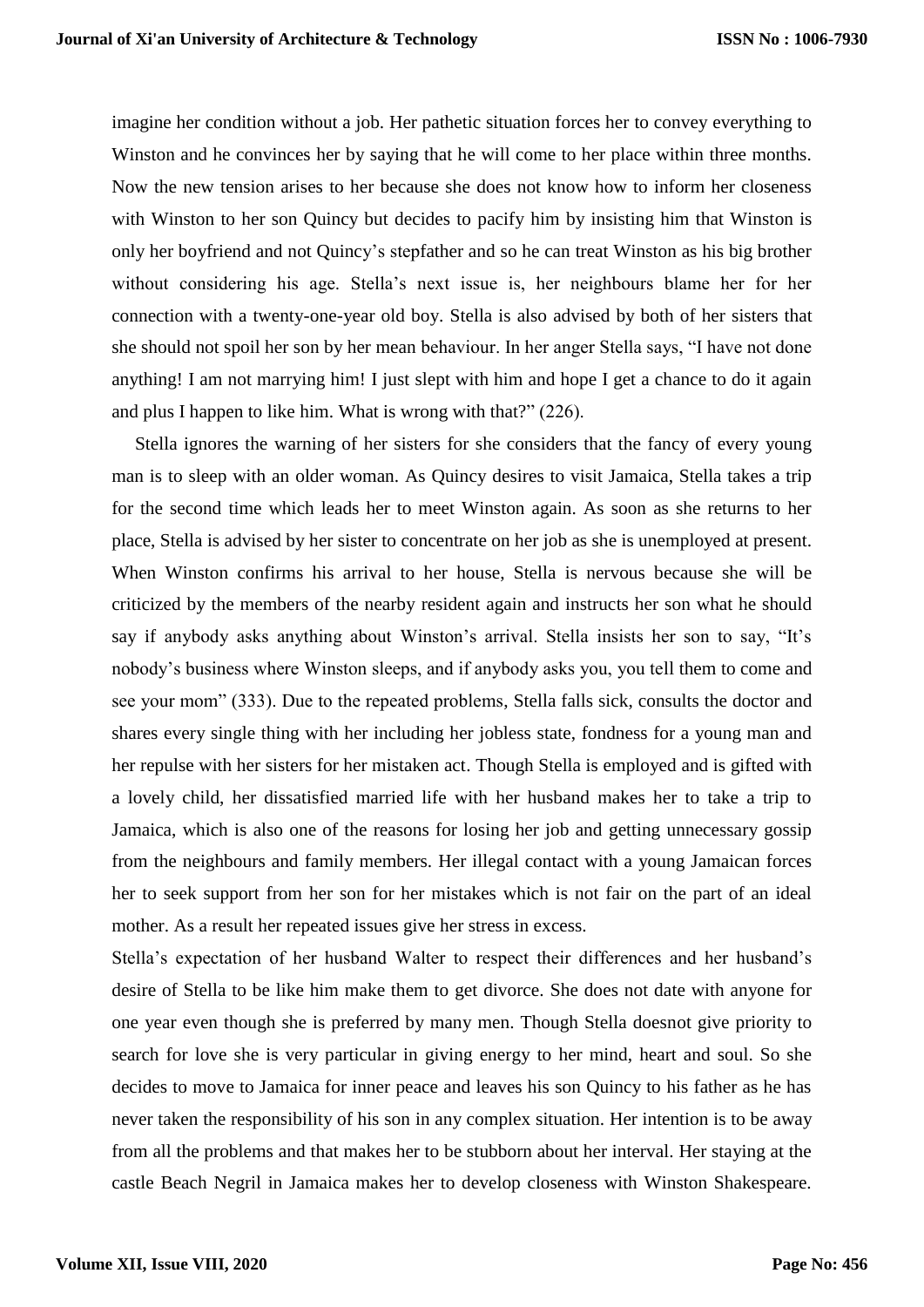imagine her condition without a job. Her pathetic situation forces her to convey everything to Winston and he convinces her by saying that he will come to her place within three months. Now the new tension arises to her because she does not know how to inform her closeness with Winston to her son Quincy but decides to pacify him by insisting him that Winston is only her boyfriend and not Quincy's stepfather and so he can treat Winston as his big brother without considering his age. Stella's next issue is, her neighbours blame her for her connection with a twenty-one-year old boy. Stella is also advised by both of her sisters that she should not spoil her son by her mean behaviour. In her anger Stella says, "I have not done anything! I am not marrying him! I just slept with him and hope I get a chance to do it again and plus I happen to like him. What is wrong with that?" (226).

Stella ignores the warning of her sisters for she considers that the fancy of every young man is to sleep with an older woman. As Quincy desires to visit Jamaica, Stella takes a trip for the second time which leads her to meet Winston again. As soon as she returns to her place, Stella is advised by her sister to concentrate on her job as she is unemployed at present. When Winston confirms his arrival to her house, Stella is nervous because she will be criticized by the members of the nearby resident again and instructs her son what he should say if anybody asks anything about Winston's arrival. Stella insists her son to say, "It's nobody's business where Winston sleeps, and if anybody asks you, you tell them to come and see your mom" (333). Due to the repeated problems, Stella falls sick, consults the doctor and shares every single thing with her including her jobless state, fondness for a young man and her repulse with her sisters for her mistaken act. Though Stella is employed and is gifted with a lovely child, her dissatisfied married life with her husband makes her to take a trip to Jamaica, which is also one of the reasons for losing her job and getting unnecessary gossip from the neighbours and family members. Her illegal contact with a young Jamaican forces her to seek support from her son for her mistakes which is not fair on the part of an ideal mother. As a result her repeated issues give her stress in excess.

Stella's expectation of her husband Walter to respect their differences and her husband's desire of Stella to be like him make them to get divorce. She does not date with anyone for one year even though she is preferred by many men. Though Stella doesnot give priority to search for love she is very particular in giving energy to her mind, heart and soul. So she decides to move to Jamaica for inner peace and leaves his son Quincy to his father as he has never taken the responsibility of his son in any complex situation. Her intention is to be away from all the problems and that makes her to be stubborn about her interval. Her staying at the castle Beach Negril in Jamaica makes her to develop closeness with Winston Shakespeare.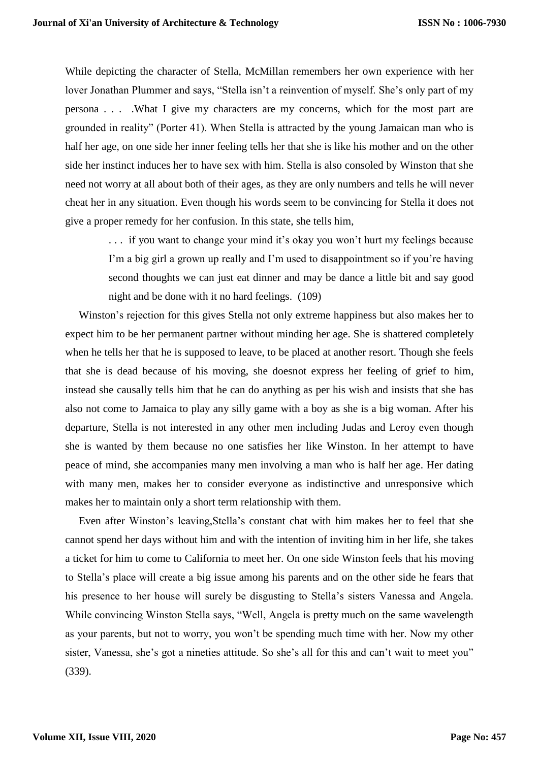While depicting the character of Stella, McMillan remembers her own experience with her lover Jonathan Plummer and says, "Stella isn't a reinvention of myself. She's only part of my persona . . . .What I give my characters are my concerns, which for the most part are grounded in reality" (Porter 41). When Stella is attracted by the young Jamaican man who is half her age, on one side her inner feeling tells her that she is like his mother and on the other side her instinct induces her to have sex with him. Stella is also consoled by Winston that she need not worry at all about both of their ages, as they are only numbers and tells he will never cheat her in any situation. Even though his words seem to be convincing for Stella it does not give a proper remedy for her confusion. In this state, she tells him,

> . . . if you want to change your mind it's okay you won't hurt my feelings because I'm a big girl a grown up really and I'm used to disappointment so if you're having second thoughts we can just eat dinner and may be dance a little bit and say good night and be done with it no hard feelings. (109)

Winston's rejection for this gives Stella not only extreme happiness but also makes her to expect him to be her permanent partner without minding her age. She is shattered completely when he tells her that he is supposed to leave, to be placed at another resort. Though she feels that she is dead because of his moving, she doesnot express her feeling of grief to him, instead she causally tells him that he can do anything as per his wish and insists that she has also not come to Jamaica to play any silly game with a boy as she is a big woman. After his departure, Stella is not interested in any other men including Judas and Leroy even though she is wanted by them because no one satisfies her like Winston. In her attempt to have peace of mind, she accompanies many men involving a man who is half her age. Her dating with many men, makes her to consider everyone as indistinctive and unresponsive which makes her to maintain only a short term relationship with them.

Even after Winston's leaving,Stella's constant chat with him makes her to feel that she cannot spend her days without him and with the intention of inviting him in her life, she takes a ticket for him to come to California to meet her. On one side Winston feels that his moving to Stella's place will create a big issue among his parents and on the other side he fears that his presence to her house will surely be disgusting to Stella's sisters Vanessa and Angela. While convincing Winston Stella says, "Well, Angela is pretty much on the same wavelength as your parents, but not to worry, you won't be spending much time with her. Now my other sister, Vanessa, she's got a nineties attitude. So she's all for this and can't wait to meet you" (339).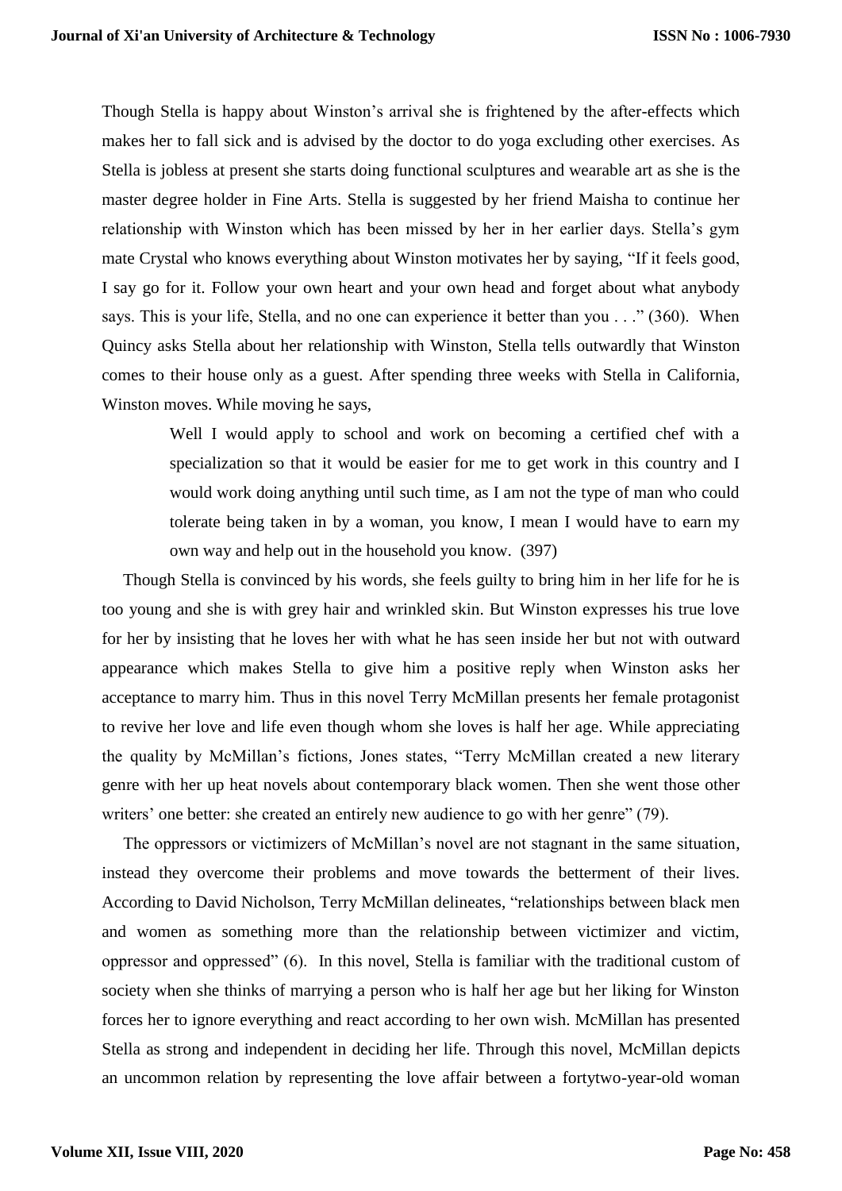Though Stella is happy about Winston's arrival she is frightened by the after-effects which makes her to fall sick and is advised by the doctor to do yoga excluding other exercises. As Stella is jobless at present she starts doing functional sculptures and wearable art as she is the master degree holder in Fine Arts. Stella is suggested by her friend Maisha to continue her relationship with Winston which has been missed by her in her earlier days. Stella's gym mate Crystal who knows everything about Winston motivates her by saying, "If it feels good, I say go for it. Follow your own heart and your own head and forget about what anybody says. This is your life, Stella, and no one can experience it better than you . . ." (360). When Quincy asks Stella about her relationship with Winston, Stella tells outwardly that Winston comes to their house only as a guest. After spending three weeks with Stella in California, Winston moves. While moving he says,

> Well I would apply to school and work on becoming a certified chef with a specialization so that it would be easier for me to get work in this country and I would work doing anything until such time, as I am not the type of man who could tolerate being taken in by a woman, you know, I mean I would have to earn my own way and help out in the household you know. (397)

Though Stella is convinced by his words, she feels guilty to bring him in her life for he is too young and she is with grey hair and wrinkled skin. But Winston expresses his true love for her by insisting that he loves her with what he has seen inside her but not with outward appearance which makes Stella to give him a positive reply when Winston asks her acceptance to marry him. Thus in this novel Terry McMillan presents her female protagonist to revive her love and life even though whom she loves is half her age. While appreciating the quality by McMillan's fictions, Jones states, "Terry McMillan created a new literary genre with her up heat novels about contemporary black women. Then she went those other writers' one better: she created an entirely new audience to go with her genre" (79).

The oppressors or victimizers of McMillan's novel are not stagnant in the same situation, instead they overcome their problems and move towards the betterment of their lives. According to David Nicholson, Terry McMillan delineates, "relationships between black men and women as something more than the relationship between victimizer and victim, oppressor and oppressed" (6). In this novel, Stella is familiar with the traditional custom of society when she thinks of marrying a person who is half her age but her liking for Winston forces her to ignore everything and react according to her own wish. McMillan has presented Stella as strong and independent in deciding her life. Through this novel, McMillan depicts an uncommon relation by representing the love affair between a fortytwo-year-old woman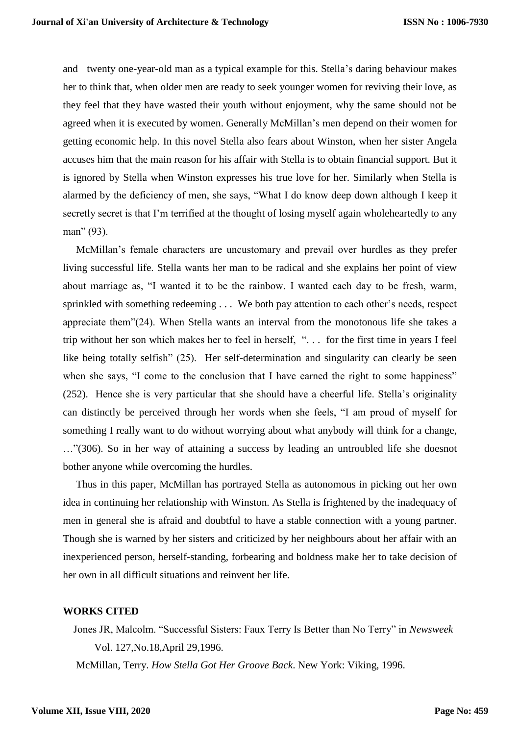and twenty one-year-old man as a typical example for this. Stella's daring behaviour makes her to think that, when older men are ready to seek younger women for reviving their love, as they feel that they have wasted their youth without enjoyment, why the same should not be agreed when it is executed by women. Generally McMillan's men depend on their women for getting economic help. In this novel Stella also fears about Winston, when her sister Angela accuses him that the main reason for his affair with Stella is to obtain financial support. But it is ignored by Stella when Winston expresses his true love for her. Similarly when Stella is alarmed by the deficiency of men, she says, "What I do know deep down although I keep it secretly secret is that I'm terrified at the thought of losing myself again wholeheartedly to any man" (93).

McMillan's female characters are uncustomary and prevail over hurdles as they prefer living successful life. Stella wants her man to be radical and she explains her point of view about marriage as, "I wanted it to be the rainbow. I wanted each day to be fresh, warm, sprinkled with something redeeming . . . We both pay attention to each other's needs, respect appreciate them"(24). When Stella wants an interval from the monotonous life she takes a trip without her son which makes her to feel in herself, ". . . for the first time in years I feel like being totally selfish" (25). Her self-determination and singularity can clearly be seen when she says, "I come to the conclusion that I have earned the right to some happiness" (252). Hence she is very particular that she should have a cheerful life. Stella's originality can distinctly be perceived through her words when she feels, "I am proud of myself for something I really want to do without worrying about what anybody will think for a change, …"(306). So in her way of attaining a success by leading an untroubled life she doesnot bother anyone while overcoming the hurdles.

Thus in this paper, McMillan has portrayed Stella as autonomous in picking out her own idea in continuing her relationship with Winston. As Stella is frightened by the inadequacy of men in general she is afraid and doubtful to have a stable connection with a young partner. Though she is warned by her sisters and criticized by her neighbours about her affair with an inexperienced person, herself-standing, forbearing and boldness make her to take decision of her own in all difficult situations and reinvent her life.

## WORKS CITED

Jones JR, Malcolm. "Successful Sisters: Faux Terry Is Better than No Terry" in *Newsweek* Vol. 127,No.18,April 29,1996.

McMillan, Terry. *How Stella Got Her Groove Back*. New York: Viking, 1996.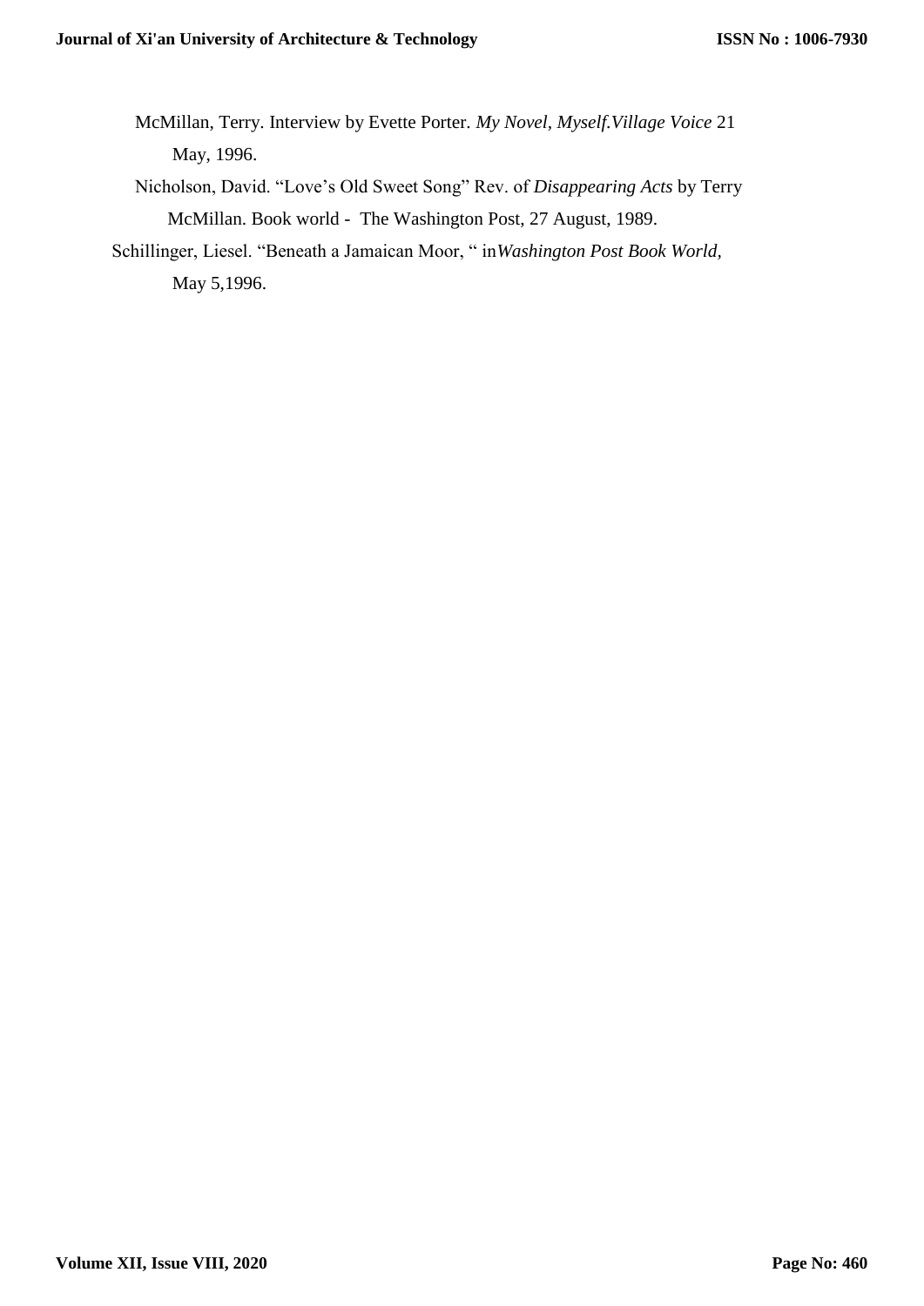McMillan, Terry. Interview by Evette Porter. *My Novel, Myself.Village Voice* 21 May, 1996.

Nicholson, David. "Love's Old Sweet Song" Rev. of *Disappearing Acts* by Terry McMillan. Book world - The Washington Post, 27 August, 1989.

Schillinger, Liesel. "Beneath a Jamaican Moor, " in*Washington Post Book World,* May 5,1996.